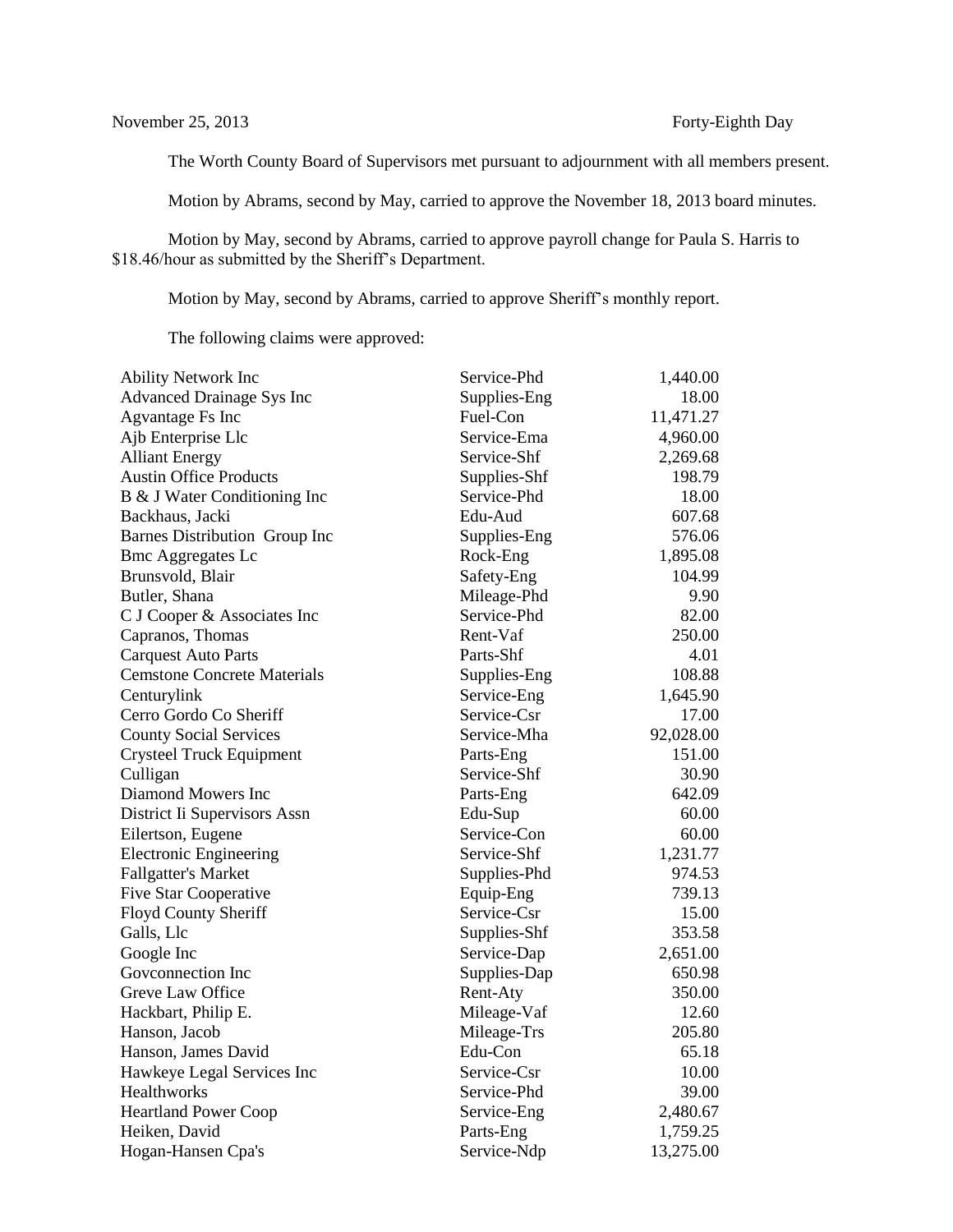November 25, 2013 Forty-Eighth Day

The Worth County Board of Supervisors met pursuant to adjournment with all members present.

Motion by Abrams, second by May, carried to approve the November 18, 2013 board minutes.

Motion by May, second by Abrams, carried to approve payroll change for Paula S. Harris to $18.46/hour as submitted by the Sheriff's Department.

Motion by May, second by Abrams, carried to approve Sheriff's monthly report.

The following claims were approved:

| | | |
|---|---|---|
| Ability Network Inc | Service-Phd | 1,440.00 |
| Advanced Drainage Sys Inc | Supplies-Eng | 18.00 |
| Agvantage Fs Inc | Fuel-Con | 11,471.27 |
| Ajb Enterprise Llc | Service-Ema | 4,960.00 |
| Alliant Energy | Service-Shf | 2,269.68 |
| Austin Office Products | Supplies-Shf | 198.79 |
| B & J Water Conditioning Inc | Service-Phd | 18.00 |
| Backhaus, Jacki | Edu-Aud | 607.68 |
| Barnes Distribution Group Inc | Supplies-Eng | 576.06 |
| Bmc Aggregates Lc | Rock-Eng | 1,895.08 |
| Brunsvold, Blair | Safety-Eng | 104.99 |
| Butler, Shana | Mileage-Phd | 9.90 |
| C J Cooper & Associates Inc | Service-Phd | 82.00 |
| Capranos, Thomas | Rent-Vaf | 250.00 |
| Carquest Auto Parts | Parts-Shf | 4.01 |
| Cemstone Concrete Materials | Supplies-Eng | 108.88 |
| Centurylink | Service-Eng | 1,645.90 |
| Cerro Gordo Co Sheriff | Service-Csr | 17.00 |
| County Social Services | Service-Mha | 92,028.00 |
| Crysteel Truck Equipment | Parts-Eng | 151.00 |
| Culligan | Service-Shf | 30.90 |
| Diamond Mowers Inc | Parts-Eng | 642.09 |
| District Ii Supervisors Assn | Edu-Sup | 60.00 |
| Eilertson, Eugene | Service-Con | 60.00 |
| Electronic Engineering | Service-Shf | 1,231.77 |
| Fallgatter's Market | Supplies-Phd | 974.53 |
| Five Star Cooperative | Equip-Eng | 739.13 |
| Floyd County Sheriff | Service-Csr | 15.00 |
| Galls, Llc | Supplies-Shf | 353.58 |
| Google Inc | Service-Dap | 2,651.00 |
| Govconnection Inc | Supplies-Dap | 650.98 |
| Greve Law Office | Rent-Aty | 350.00 |
| Hackbart, Philip E. | Mileage-Vaf | 12.60 |
| Hanson, Jacob | Mileage-Trs | 205.80 |
| Hanson, James David | Edu-Con | 65.18 |
| Hawkeye Legal Services Inc | Service-Csr | 10.00 |
| Healthworks | Service-Phd | 39.00 |
| Heartland Power Coop | Service-Eng | 2,480.67 |
| Heiken, David | Parts-Eng | 1,759.25 |
| Hogan-Hansen Cpa's | Service-Ndp | 13,275.00 |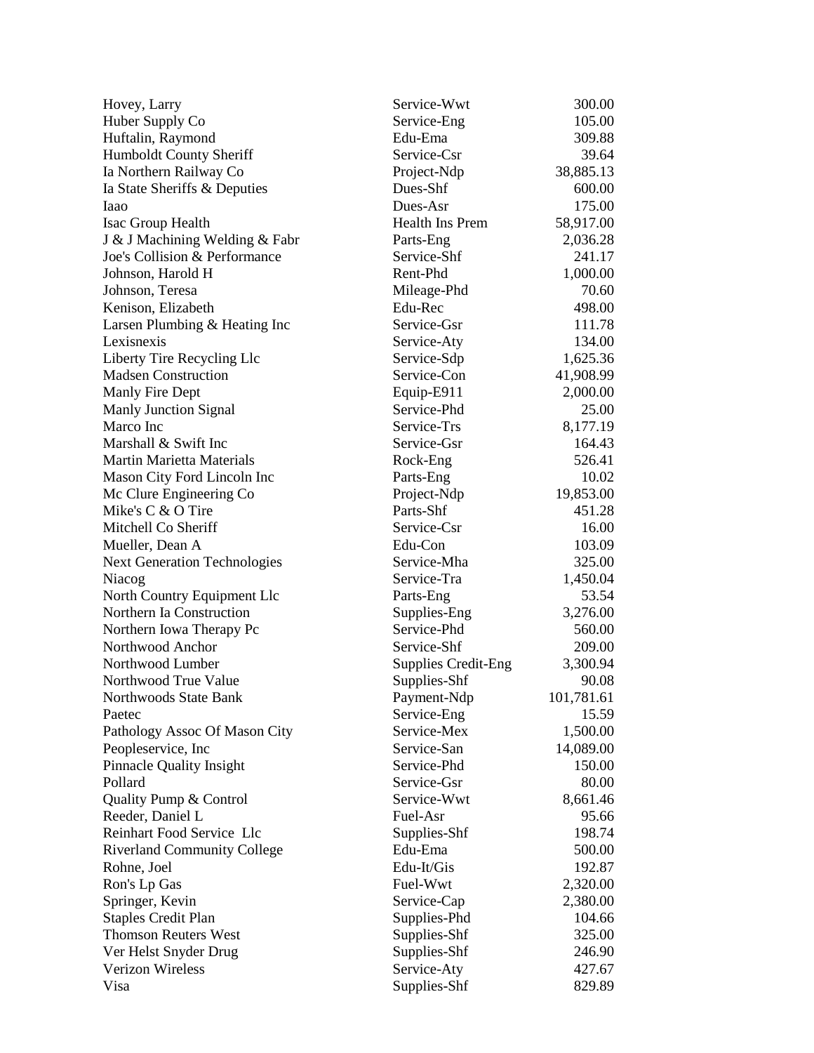| | | |
|---|---|---|
| Hovey, Larry | Service-Wwt | 300.00 |
| Huber Supply Co | Service-Eng | 105.00 |
| Huftalin, Raymond | Edu-Ema | 309.88 |
| Humboldt County Sheriff | Service-Csr | 39.64 |
| Ia Northern Railway Co | Project-Ndp | 38,885.13 |
| Ia State Sheriffs & Deputies | Dues-Shf | 600.00 |
| Iaao | Dues-Asr | 175.00 |
| Isac Group Health | Health Ins Prem | 58,917.00 |
| J & J Machining Welding & Fabr | Parts-Eng | 2,036.28 |
| Joe's Collision & Performance | Service-Shf | 241.17 |
| Johnson, Harold H | Rent-Phd | 1,000.00 |
| Johnson, Teresa | Mileage-Phd | 70.60 |
| Kenison, Elizabeth | Edu-Rec | 498.00 |
| Larsen Plumbing & Heating Inc | Service-Gsr | 111.78 |
| Lexisnexis | Service-Aty | 134.00 |
| Liberty Tire Recycling Llc | Service-Sdp | 1,625.36 |
| Madsen Construction | Service-Con | 41,908.99 |
| Manly Fire Dept | Equip-E911 | 2,000.00 |
| Manly Junction Signal | Service-Phd | 25.00 |
| Marco Inc | Service-Trs | 8,177.19 |
| Marshall & Swift Inc | Service-Gsr | 164.43 |
| Martin Marietta Materials | Rock-Eng | 526.41 |
| Mason City Ford Lincoln Inc | Parts-Eng | 10.02 |
| Mc Clure Engineering Co | Project-Ndp | 19,853.00 |
| Mike's C & O Tire | Parts-Shf | 451.28 |
| Mitchell Co Sheriff | Service-Csr | 16.00 |
| Mueller, Dean A | Edu-Con | 103.09 |
| Next Generation Technologies | Service-Mha | 325.00 |
| Niacog | Service-Tra | 1,450.04 |
| North Country Equipment Llc | Parts-Eng | 53.54 |
| Northern Ia Construction | Supplies-Eng | 3,276.00 |
| Northern Iowa Therapy Pc | Service-Phd | 560.00 |
| Northwood Anchor | Service-Shf | 209.00 |
| Northwood Lumber | Supplies Credit-Eng | 3,300.94 |
| Northwood True Value | Supplies-Shf | 90.08 |
| Northwoods State Bank | Payment-Ndp | 101,781.61 |
| Paetec | Service-Eng | 15.59 |
| Pathology Assoc Of Mason City | Service-Mex | 1,500.00 |
| Peopleservice, Inc | Service-San | 14,089.00 |
| Pinnacle Quality Insight | Service-Phd | 150.00 |
| Pollard | Service-Gsr | 80.00 |
| Quality Pump & Control | Service-Wwt | 8,661.46 |
| Reeder, Daniel L | Fuel-Asr | 95.66 |
| Reinhart Food Service Llc | Supplies-Shf | 198.74 |
| Riverland Community College | Edu-Ema | 500.00 |
| Rohne, Joel | Edu-It/Gis | 192.87 |
| Ron's Lp Gas | Fuel-Wwt | 2,320.00 |
| Springer, Kevin | Service-Cap | 2,380.00 |
| Staples Credit Plan | Supplies-Phd | 104.66 |
| Thomson Reuters West | Supplies-Shf | 325.00 |
| Ver Helst Snyder Drug | Supplies-Shf | 246.90 |
| Verizon Wireless | Service-Aty | 427.67 |
| Visa | Supplies-Shf | 829.89 |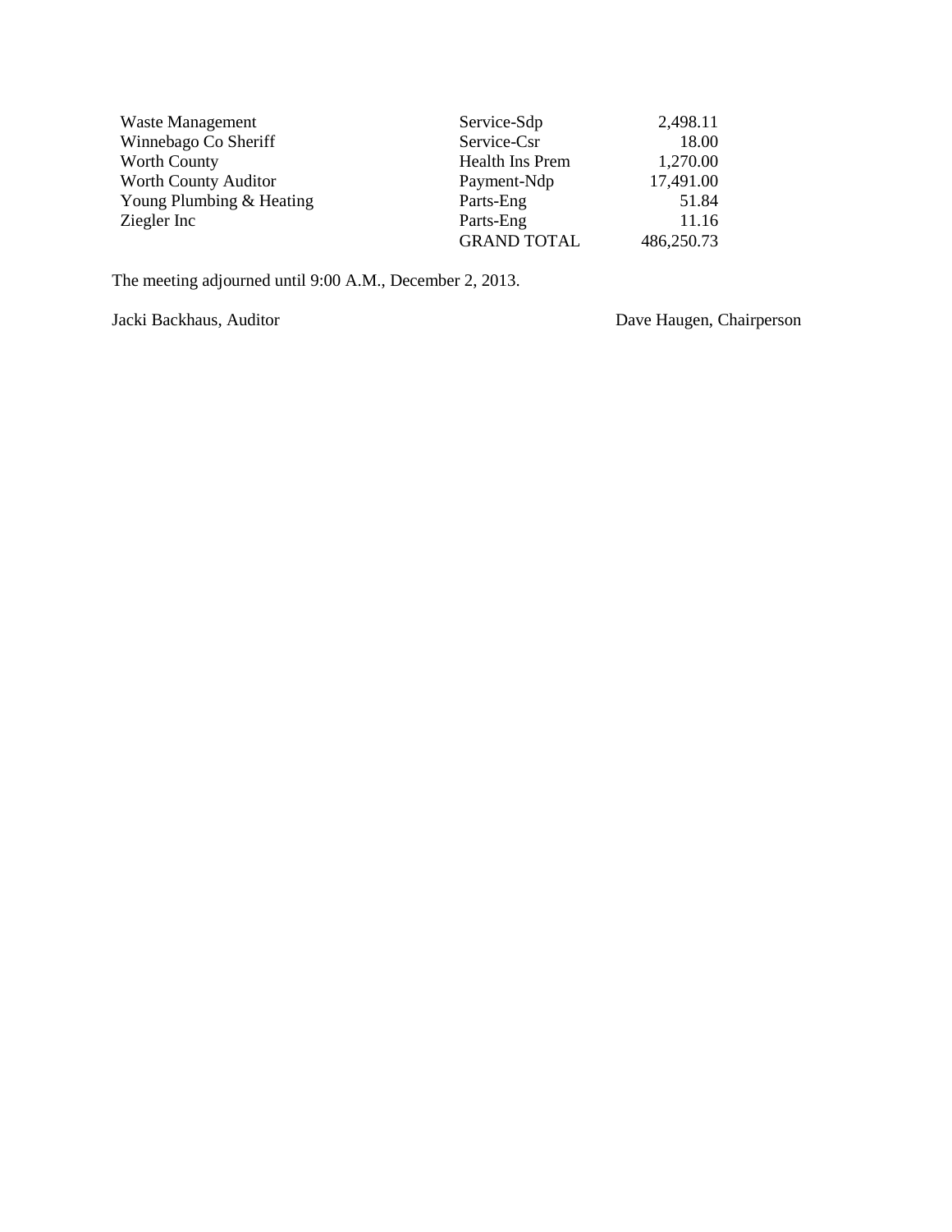| | | |
|---|---|---|
| Waste Management | Service-Sdp | 2,498.11 |
| Winnebago Co Sheriff | Service-Csr | 18.00 |
| Worth County | Health Ins Prem | 1,270.00 |
| Worth County Auditor | Payment-Ndp | 17,491.00 |
| Young Plumbing & Heating | Parts-Eng | 51.84 |
| Ziegler Inc | Parts-Eng | 11.16 |
| | GRAND TOTAL | 486,250.73 |

The meeting adjourned until 9:00 A.M., December 2, 2013.

Jacki Backhaus, Auditor

Dave Haugen, Chairperson